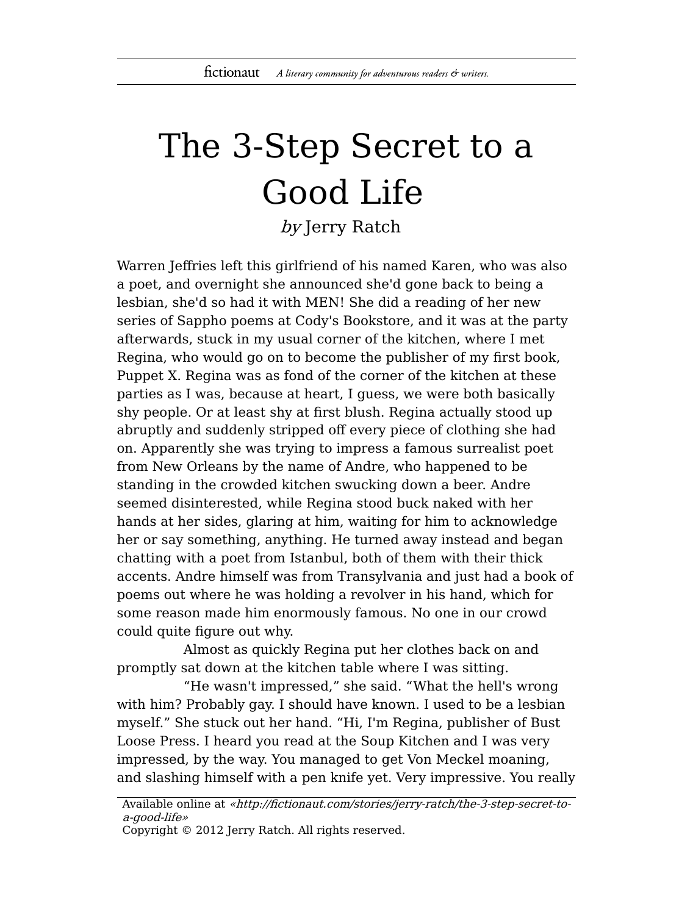# The 3-Step Secret to a Good Life

*by* Jerry Ratch

Warren Jeffries left this girlfriend of his named Karen, who was also a poet, and overnight she announced she'd gone back to being a lesbian, she'd so had it with MEN! She did a reading of her new series of Sappho poems at Cody's Bookstore, and it was at the party afterwards, stuck in my usual corner of the kitchen, where I met Regina, who would go on to become the publisher of my first book, Puppet X. Regina was as fond of the corner of the kitchen at these parties as I was, because at heart, I guess, we were both basically shy people. Or at least shy at first blush. Regina actually stood up abruptly and suddenly stripped off every piece of clothing she had on. Apparently she was trying to impress a famous surrealist poet from New Orleans by the name of Andre, who happened to be standing in the crowded kitchen swucking down a beer. Andre seemed disinterested, while Regina stood buck naked with her hands at her sides, glaring at him, waiting for him to acknowledge her or say something, anything. He turned away instead and began chatting with a poet from Istanbul, both of them with their thick accents. Andre himself was from Transylvania and just had a book of poems out where he was holding a revolver in his hand, which for some reason made him enormously famous. No one in our crowd could quite figure out why.

Almost as quickly Regina put her clothes back on and promptly sat down at the kitchen table where I was sitting.

"He wasn't impressed," she said. "What the hell's wrong with him? Probably gay. I should have known. I used to be a lesbian myself." She stuck out her hand. "Hi, I'm Regina, publisher of Bust Loose Press. I heard you read at the Soup Kitchen and I was very impressed, by the way. You managed to get Von Meckel moaning, and slashing himself with a pen knife yet. Very impressive. You really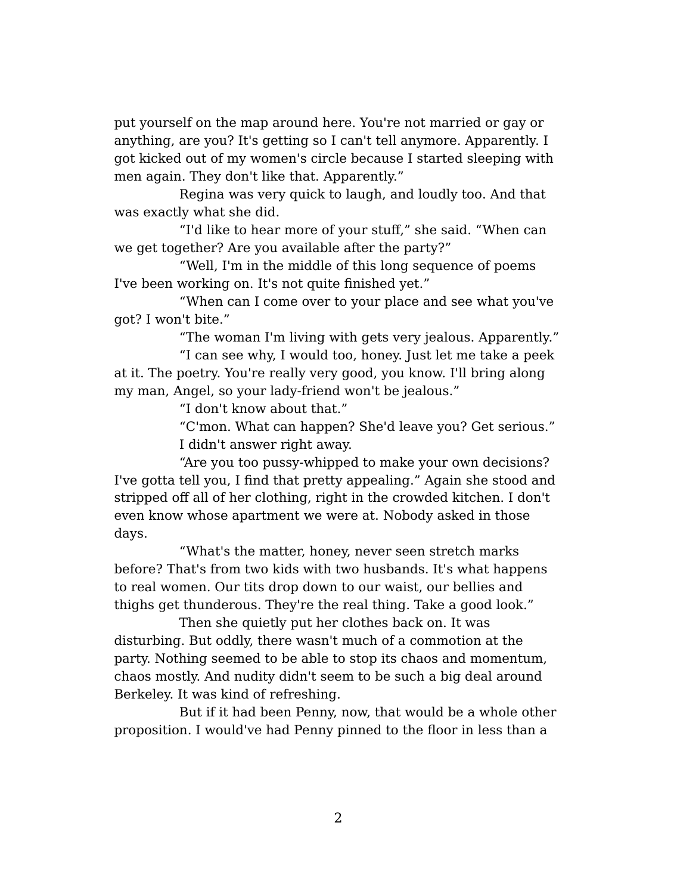put yourself on the map around here. You're not married or gay or anything, are you? It's getting so I can't tell anymore. Apparently. I got kicked out of my women's circle because I started sleeping with men again. They don't like that. Apparently."

Regina was very quick to laugh, and loudly too. And that was exactly what she did.

"I'd like to hear more of your stuff," she said. "When can we get together? Are you available after the party?"

"Well, I'm in the middle of this long sequence of poems I've been working on. It's not quite finished yet."

"When can I come over to your place and see what you've got? I won't bite."

"The woman I'm living with gets very jealous. Apparently."

"I can see why, I would too, honey. Just let me take a peek at it. The poetry. You're really very good, you know. I'll bring along my man, Angel, so your lady-friend won't be jealous."

"I don't know about that."

"C'mon. What can happen? She'd leave you? Get serious."

I didn't answer right away.

"Are you too pussy-whipped to make your own decisions? I've gotta tell you, I find that pretty appealing." Again she stood and stripped off all of her clothing, right in the crowded kitchen. I don't even know whose apartment we were at. Nobody asked in those days.

"What's the matter, honey, never seen stretch marks before? That's from two kids with two husbands. It's what happens to real women. Our tits drop down to our waist, our bellies and thighs get thunderous. They're the real thing. Take a good look."

Then she quietly put her clothes back on. It was disturbing. But oddly, there wasn't much of a commotion at the party. Nothing seemed to be able to stop its chaos and momentum, chaos mostly. And nudity didn't seem to be such a big deal around Berkeley. It was kind of refreshing.

But if it had been Penny, now, that would be a whole other proposition. I would've had Penny pinned to the floor in less than a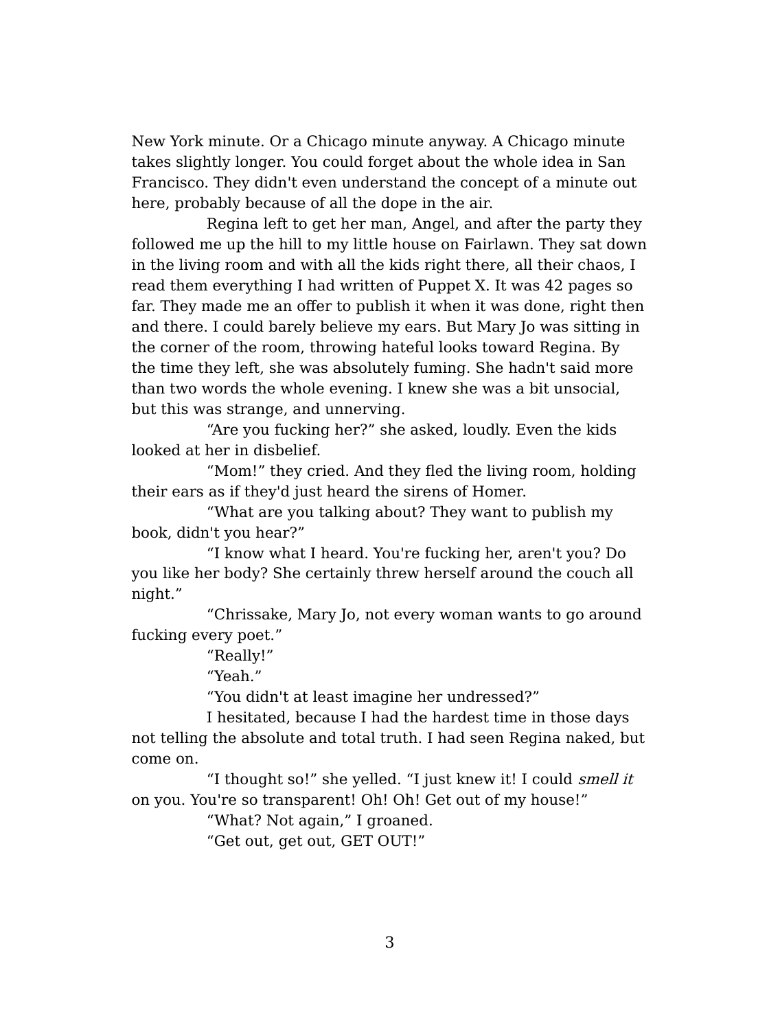New York minute. Or a Chicago minute anyway. A Chicago minute takes slightly longer. You could forget about the whole idea in San Francisco. They didn't even understand the concept of a minute out here, probably because of all the dope in the air.

Regina left to get her man, Angel, and after the party they followed me up the hill to my little house on Fairlawn. They sat down in the living room and with all the kids right there, all their chaos, I read them everything I had written of Puppet X. It was 42 pages so far. They made me an offer to publish it when it was done, right then and there. I could barely believe my ears. But Mary Jo was sitting in the corner of the room, throwing hateful looks toward Regina. By the time they left, she was absolutely fuming. She hadn't said more than two words the whole evening. I knew she was a bit unsocial, but this was strange, and unnerving.

“Are you fucking her?” she asked, loudly. Even the kids looked at her in disbelief.

“Mom!” they cried. And they fled the living room, holding their ears as if they'd just heard the sirens of Homer.

“What are you talking about? They want to publish my book, didn't you hear?”

“I know what I heard. You're fucking her, aren't you? Do you like her body? She certainly threw herself around the couch all night.”

“Chrissake, Mary Jo, not every woman wants to go around fucking every poet.”

“Really!”

“Yeah.”

“You didn't at least imagine her undressed?”

I hesitated, because I had the hardest time in those days not telling the absolute and total truth. I had seen Regina naked, but come on.

“I thought so!” she yelled. “I just knew it! I could *smell it* on you. You're so transparent! Oh! Oh! Get out of my house!”

“What? Not again,” I groaned.

“Get out, get out, GET OUT!”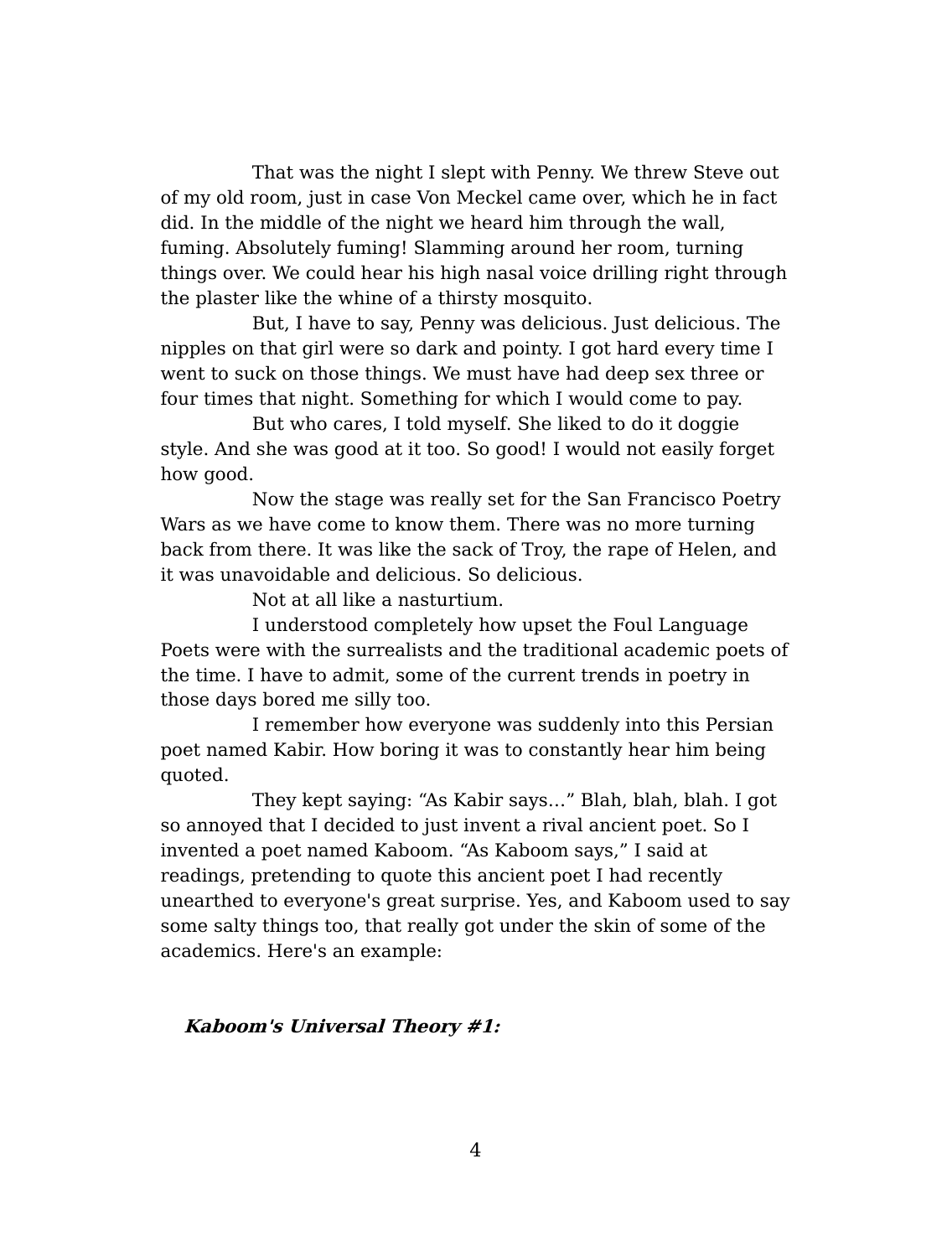That was the night I slept with Penny. We threw Steve out of my old room, just in case Von Meckel came over, which he in fact did. In the middle of the night we heard him through the wall, fuming. Absolutely fuming! Slamming around her room, turning things over. We could hear his high nasal voice drilling right through the plaster like the whine of a thirsty mosquito.

But, I have to say, Penny was delicious. Just delicious. The nipples on that girl were so dark and pointy. I got hard every time I went to suck on those things. We must have had deep sex three or four times that night. Something for which I would come to pay.

But who cares, I told myself. She liked to do it doggie style. And she was good at it too. So good! I would not easily forget how good.

Now the stage was really set for the San Francisco Poetry Wars as we have come to know them. There was no more turning back from there. It was like the sack of Troy, the rape of Helen, and it was unavoidable and delicious. So delicious.

Not at all like a nasturtium.

I understood completely how upset the Foul Language Poets were with the surrealists and the traditional academic poets of the time. I have to admit, some of the current trends in poetry in those days bored me silly too.

I remember how everyone was suddenly into this Persian poet named Kabir. How boring it was to constantly hear him being quoted.

They kept saying: "As Kabir says…" Blah, blah, blah. I got so annoyed that I decided to just invent a rival ancient poet. So I invented a poet named Kaboom. "As Kaboom says," I said at readings, pretending to quote this ancient poet I had recently unearthed to everyone's great surprise. Yes, and Kaboom used to say some salty things too, that really got under the skin of some of the academics. Here's an example:

***Kaboom's Universal Theory #1:***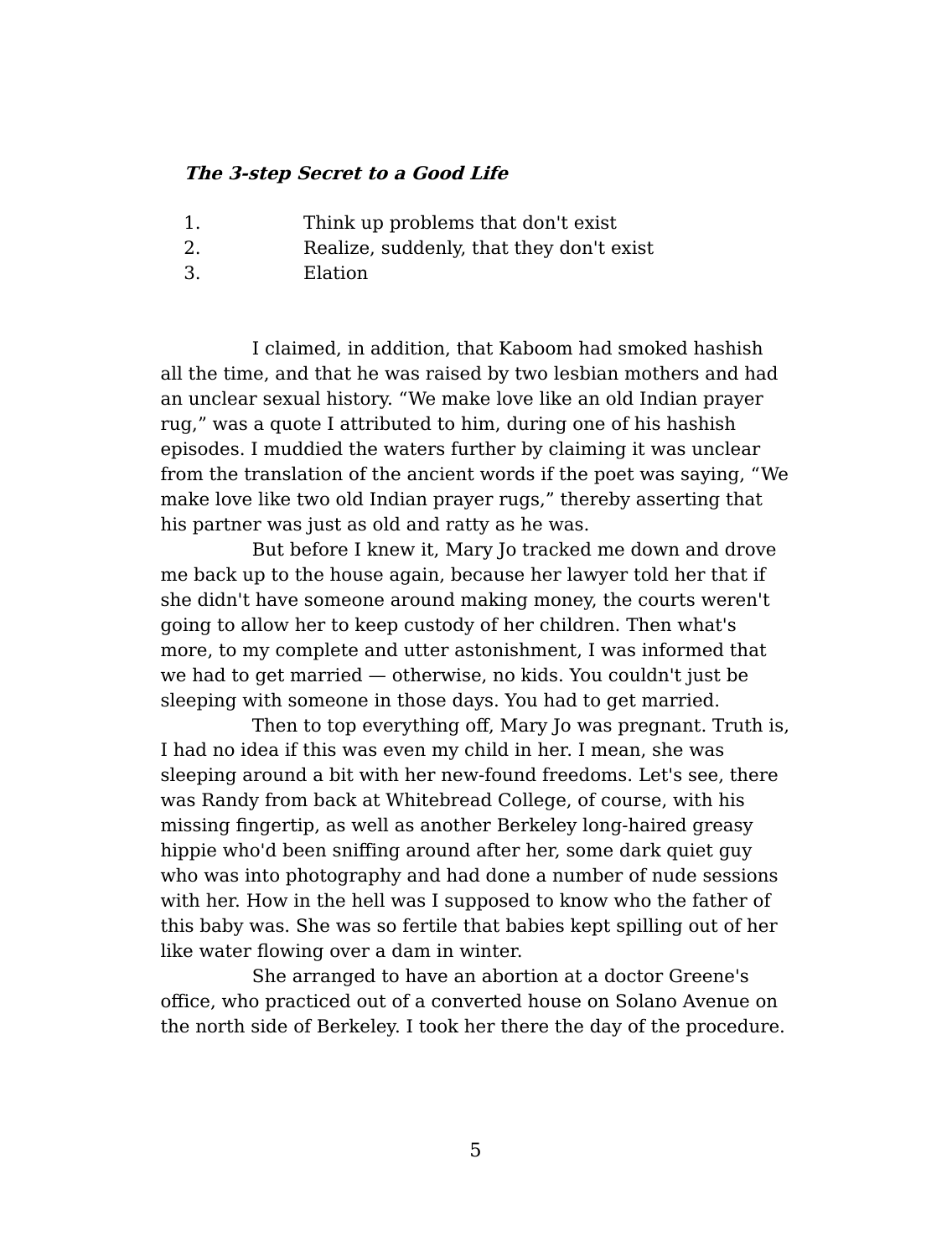***The 3-step Secret to a Good Life***

1. Think up problems that don't exist
2. Realize, suddenly, that they don't exist
3. Elation

I claimed, in addition, that Kaboom had smoked hashish all the time, and that he was raised by two lesbian mothers and had an unclear sexual history. “We make love like an old Indian prayer rug,” was a quote I attributed to him, during one of his hashish episodes. I muddied the waters further by claiming it was unclear from the translation of the ancient words if the poet was saying, “We make love like two old Indian prayer rugs,” thereby asserting that his partner was just as old and ratty as he was.

But before I knew it, Mary Jo tracked me down and drove me back up to the house again, because her lawyer told her that if she didn't have someone around making money, the courts weren't going to allow her to keep custody of her children. Then what's more, to my complete and utter astonishment, I was informed that we had to get married — otherwise, no kids. You couldn't just be sleeping with someone in those days. You had to get married.

Then to top everything off, Mary Jo was pregnant. Truth is, I had no idea if this was even my child in her. I mean, she was sleeping around a bit with her new-found freedoms. Let's see, there was Randy from back at Whitebread College, of course, with his missing fingertip, as well as another Berkeley long-haired greasy hippie who'd been sniffing around after her, some dark quiet guy who was into photography and had done a number of nude sessions with her. How in the hell was I supposed to know who the father of this baby was. She was so fertile that babies kept spilling out of her like water flowing over a dam in winter.

She arranged to have an abortion at a doctor Greene's office, who practiced out of a converted house on Solano Avenue on the north side of Berkeley. I took her there the day of the procedure.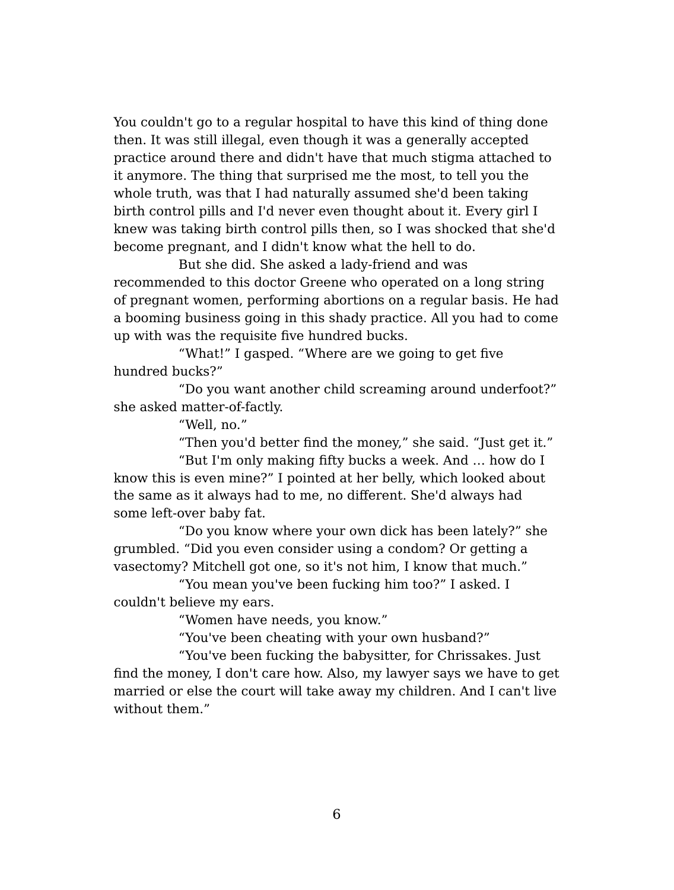You couldn't go to a regular hospital to have this kind of thing done then. It was still illegal, even though it was a generally accepted practice around there and didn't have that much stigma attached to it anymore. The thing that surprised me the most, to tell you the whole truth, was that I had naturally assumed she'd been taking birth control pills and I'd never even thought about it. Every girl I knew was taking birth control pills then, so I was shocked that she'd become pregnant, and I didn't know what the hell to do.

But she did. She asked a lady-friend and was recommended to this doctor Greene who operated on a long string of pregnant women, performing abortions on a regular basis. He had a booming business going in this shady practice. All you had to come up with was the requisite five hundred bucks.

"What!" I gasped. "Where are we going to get five hundred bucks?"

"Do you want another child screaming around underfoot?" she asked matter-of-factly.

"Well, no."

"Then you'd better find the money," she said. "Just get it."

"But I'm only making fifty bucks a week. And … how do I know this is even mine?" I pointed at her belly, which looked about the same as it always had to me, no different. She'd always had some left-over baby fat.

"Do you know where your own dick has been lately?" she grumbled. "Did you even consider using a condom? Or getting a vasectomy? Mitchell got one, so it's not him, I know that much."

"You mean you've been fucking him too?" I asked. I couldn't believe my ears.

"Women have needs, you know."

"You've been cheating with your own husband?"

"You've been fucking the babysitter, for Chrissakes. Just find the money, I don't care how. Also, my lawyer says we have to get married or else the court will take away my children. And I can't live without them."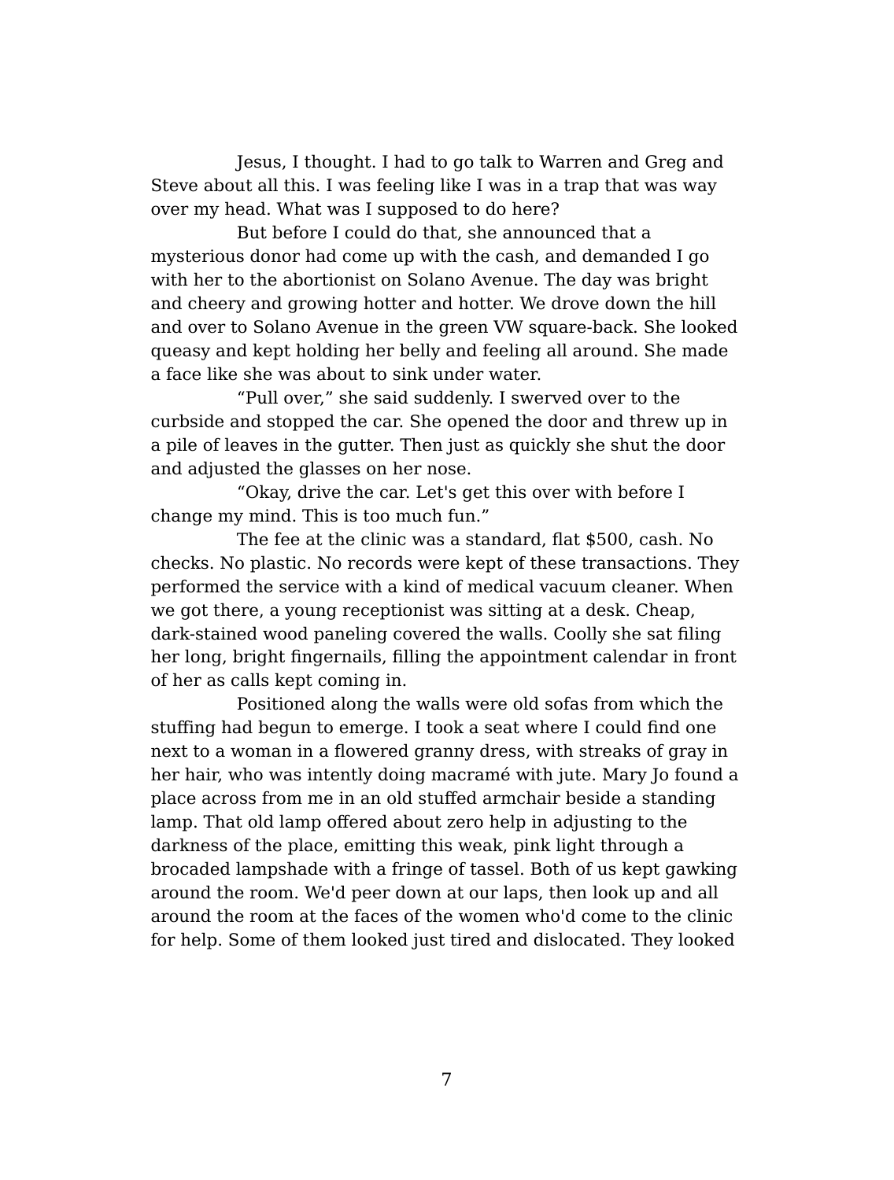Jesus, I thought. I had to go talk to Warren and Greg and Steve about all this. I was feeling like I was in a trap that was way over my head. What was I supposed to do here?

But before I could do that, she announced that a mysterious donor had come up with the cash, and demanded I go with her to the abortionist on Solano Avenue. The day was bright and cheery and growing hotter and hotter. We drove down the hill and over to Solano Avenue in the green VW square-back. She looked queasy and kept holding her belly and feeling all around. She made a face like she was about to sink under water.

"Pull over," she said suddenly. I swerved over to the curbside and stopped the car. She opened the door and threw up in a pile of leaves in the gutter. Then just as quickly she shut the door and adjusted the glasses on her nose.

"Okay, drive the car. Let's get this over with before I change my mind. This is too much fun."

The fee at the clinic was a standard, flat $500, cash. No checks. No plastic. No records were kept of these transactions. They performed the service with a kind of medical vacuum cleaner. When we got there, a young receptionist was sitting at a desk. Cheap, dark-stained wood paneling covered the walls. Coolly she sat filing her long, bright fingernails, filling the appointment calendar in front of her as calls kept coming in.

Positioned along the walls were old sofas from which the stuffing had begun to emerge. I took a seat where I could find one next to a woman in a flowered granny dress, with streaks of gray in her hair, who was intently doing macramé with jute. Mary Jo found a place across from me in an old stuffed armchair beside a standing lamp. That old lamp offered about zero help in adjusting to the darkness of the place, emitting this weak, pink light through a brocaded lampshade with a fringe of tassel. Both of us kept gawking around the room. We'd peer down at our laps, then look up and all around the room at the faces of the women who'd come to the clinic for help. Some of them looked just tired and dislocated. They looked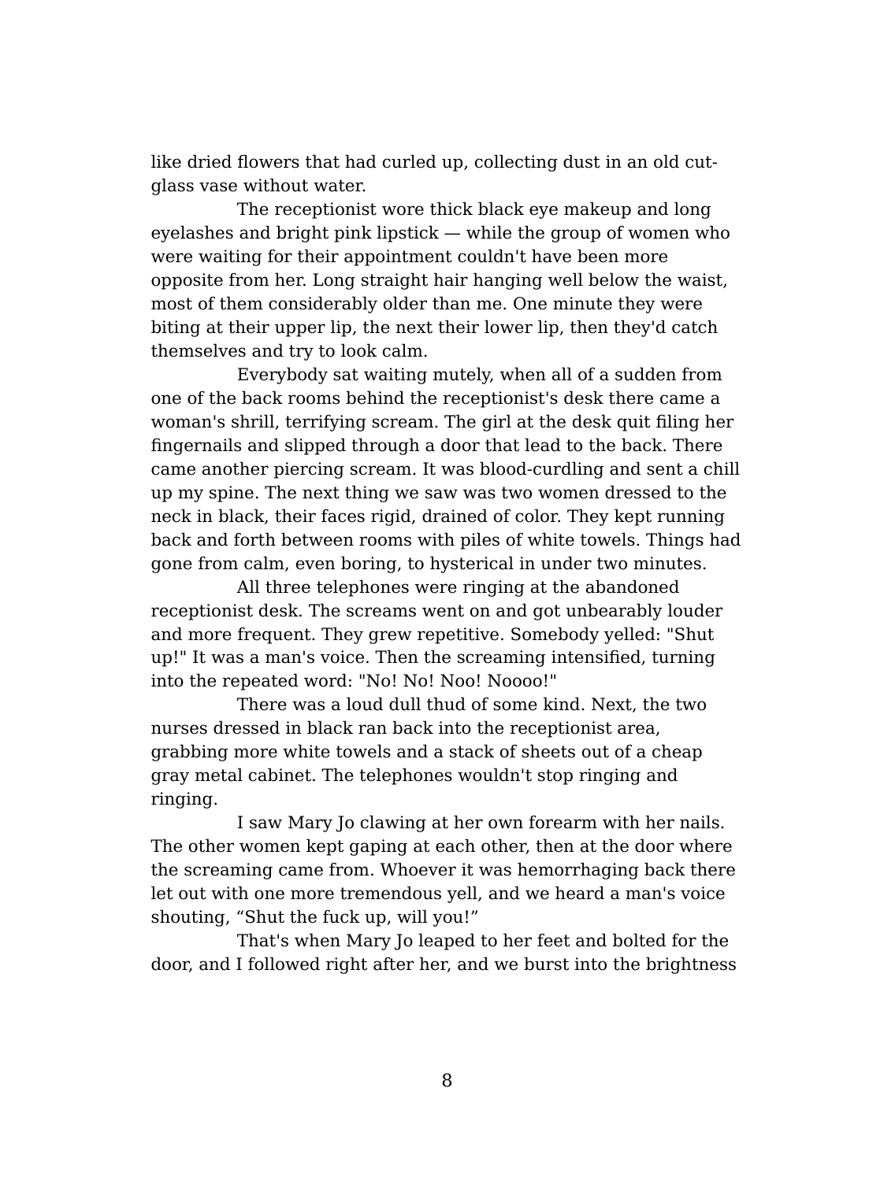like dried flowers that had curled up, collecting dust in an old cut-glass vase without water.

The receptionist wore thick black eye makeup and long eyelashes and bright pink lipstick — while the group of women who were waiting for their appointment couldn't have been more opposite from her. Long straight hair hanging well below the waist, most of them considerably older than me. One minute they were biting at their upper lip, the next their lower lip, then they'd catch themselves and try to look calm.

Everybody sat waiting mutely, when all of a sudden from one of the back rooms behind the receptionist's desk there came a woman's shrill, terrifying scream. The girl at the desk quit filing her fingernails and slipped through a door that lead to the back. There came another piercing scream. It was blood-curdling and sent a chill up my spine. The next thing we saw was two women dressed to the neck in black, their faces rigid, drained of color. They kept running back and forth between rooms with piles of white towels. Things had gone from calm, even boring, to hysterical in under two minutes.

All three telephones were ringing at the abandoned receptionist desk. The screams went on and got unbearably louder and more frequent. They grew repetitive. Somebody yelled: "Shut up!" It was a man's voice. Then the screaming intensified, turning into the repeated word: "No! No! Noo! Noooo!"

There was a loud dull thud of some kind. Next, the two nurses dressed in black ran back into the receptionist area, grabbing more white towels and a stack of sheets out of a cheap gray metal cabinet. The telephones wouldn't stop ringing and ringing.

I saw Mary Jo clawing at her own forearm with her nails. The other women kept gaping at each other, then at the door where the screaming came from. Whoever it was hemorrhaging back there let out with one more tremendous yell, and we heard a man's voice shouting, “Shut the fuck up, will you!”

That's when Mary Jo leaped to her feet and bolted for the door, and I followed right after her, and we burst into the brightness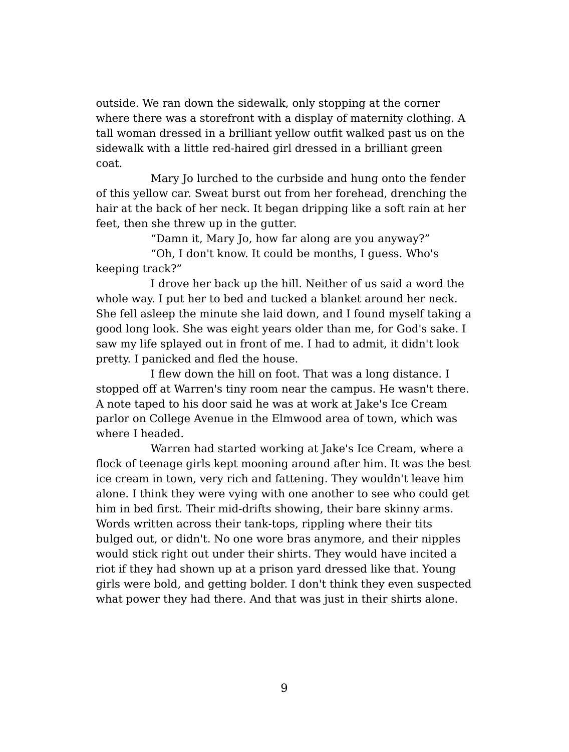outside. We ran down the sidewalk, only stopping at the corner where there was a storefront with a display of maternity clothing. A tall woman dressed in a brilliant yellow outfit walked past us on the sidewalk with a little red-haired girl dressed in a brilliant green coat.

Mary Jo lurched to the curbside and hung onto the fender of this yellow car. Sweat burst out from her forehead, drenching the hair at the back of her neck. It began dripping like a soft rain at her feet, then she threw up in the gutter.

"Damn it, Mary Jo, how far along are you anyway?"

"Oh, I don't know. It could be months, I guess. Who's keeping track?"

I drove her back up the hill. Neither of us said a word the whole way. I put her to bed and tucked a blanket around her neck. She fell asleep the minute she laid down, and I found myself taking a good long look. She was eight years older than me, for God's sake. I saw my life splayed out in front of me. I had to admit, it didn't look pretty. I panicked and fled the house.

I flew down the hill on foot. That was a long distance. I stopped off at Warren's tiny room near the campus. He wasn't there. A note taped to his door said he was at work at Jake's Ice Cream parlor on College Avenue in the Elmwood area of town, which was where I headed.

Warren had started working at Jake's Ice Cream, where a flock of teenage girls kept mooning around after him. It was the best ice cream in town, very rich and fattening. They wouldn't leave him alone. I think they were vying with one another to see who could get him in bed first. Their mid-drifts showing, their bare skinny arms. Words written across their tank-tops, rippling where their tits bulged out, or didn't. No one wore bras anymore, and their nipples would stick right out under their shirts. They would have incited a riot if they had shown up at a prison yard dressed like that. Young girls were bold, and getting bolder. I don't think they even suspected what power they had there. And that was just in their shirts alone.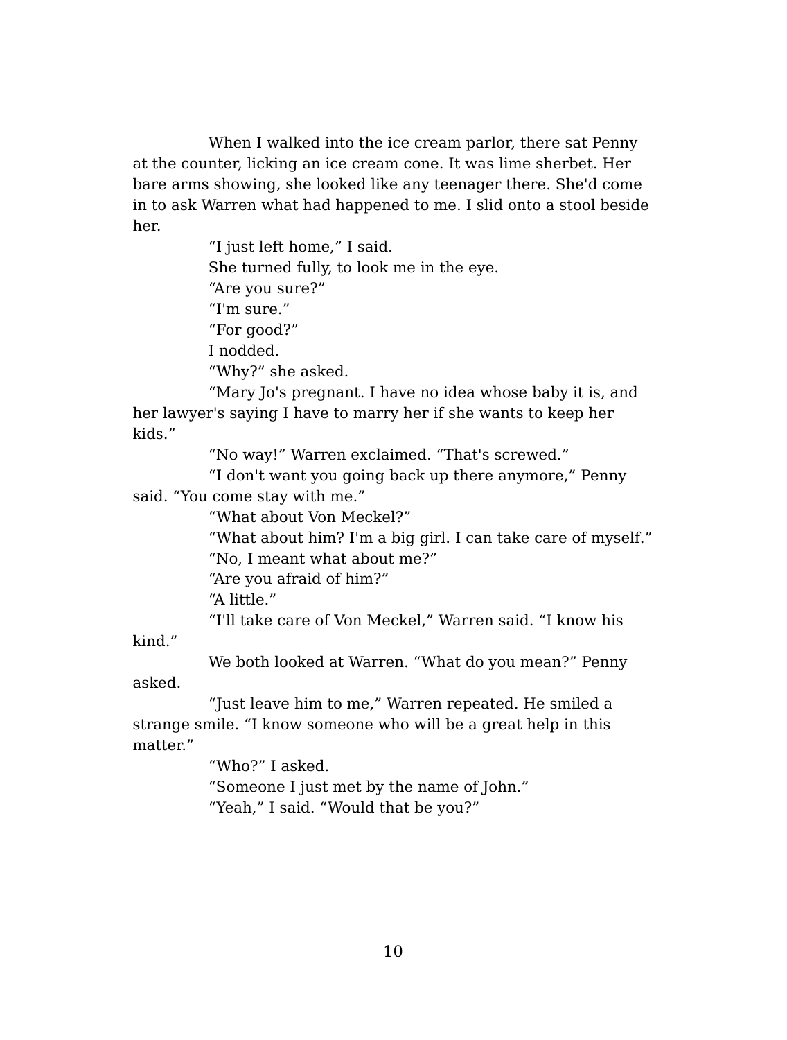When I walked into the ice cream parlor, there sat Penny at the counter, licking an ice cream cone. It was lime sherbet. Her bare arms showing, she looked like any teenager there. She'd come in to ask Warren what had happened to me. I slid onto a stool beside her.

"I just left home," I said.

She turned fully, to look me in the eye.

"Are you sure?"

"I'm sure."

"For good?"

I nodded.

"Why?" she asked.

"Mary Jo's pregnant. I have no idea whose baby it is, and her lawyer's saying I have to marry her if she wants to keep her kids."

"No way!" Warren exclaimed. "That's screwed."

"I don't want you going back up there anymore," Penny said. "You come stay with me."

"What about Von Meckel?"

"What about him? I'm a big girl. I can take care of myself."

"No, I meant what about me?"

"Are you afraid of him?"

"A little."

"I'll take care of Von Meckel," Warren said. "I know his kind."

We both looked at Warren. "What do you mean?" Penny asked.

"Just leave him to me," Warren repeated. He smiled a strange smile. "I know someone who will be a great help in this matter."

"Who?" I asked.

"Someone I just met by the name of John."

"Yeah," I said. "Would that be you?"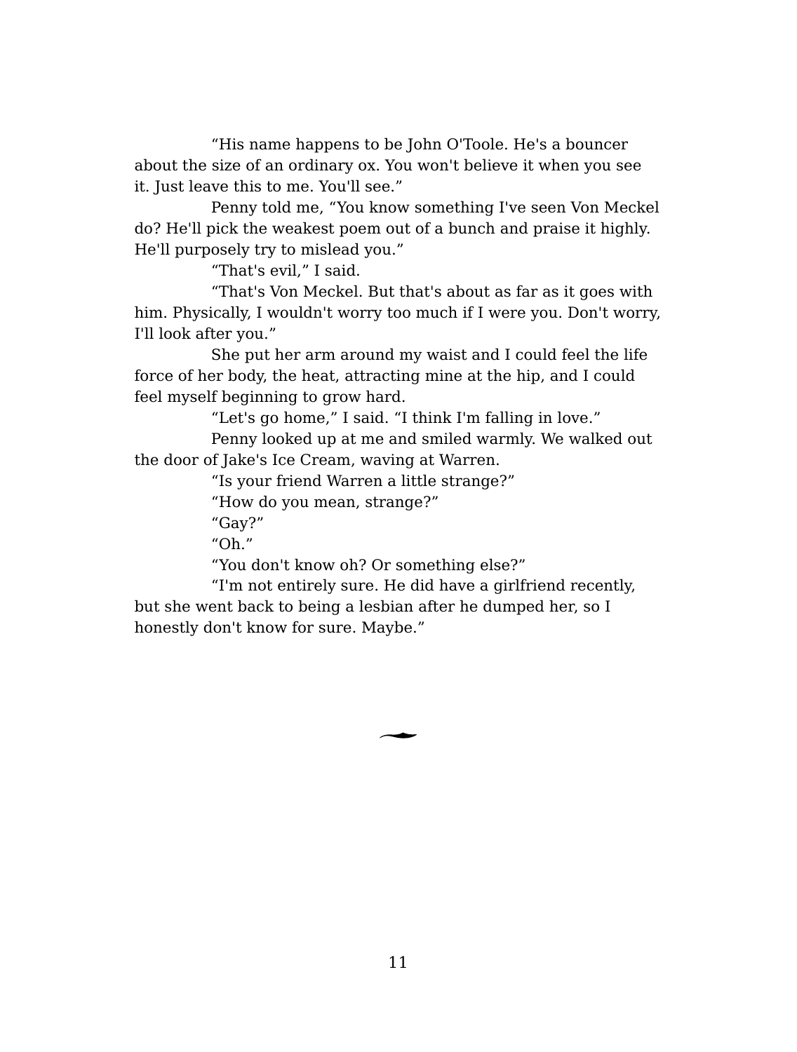"His name happens to be John O'Toole. He's a bouncer about the size of an ordinary ox. You won't believe it when you see it. Just leave this to me. You'll see."

Penny told me, "You know something I've seen Von Meckel do? He'll pick the weakest poem out of a bunch and praise it highly. He'll purposely try to mislead you."

"That's evil," I said.

"That's Von Meckel. But that's about as far as it goes with him. Physically, I wouldn't worry too much if I were you. Don't worry, I'll look after you."

She put her arm around my waist and I could feel the life force of her body, the heat, attracting mine at the hip, and I could feel myself beginning to grow hard.

"Let's go home," I said. "I think I'm falling in love."

Penny looked up at me and smiled warmly. We walked out the door of Jake's Ice Cream, waving at Warren.

"Is your friend Warren a little strange?"

"How do you mean, strange?"

"Gay?"

"Oh."

"You don't know oh? Or something else?"

"I'm not entirely sure. He did have a girlfriend recently, but she went back to being a lesbian after he dumped her, so I honestly don't know for sure. Maybe."